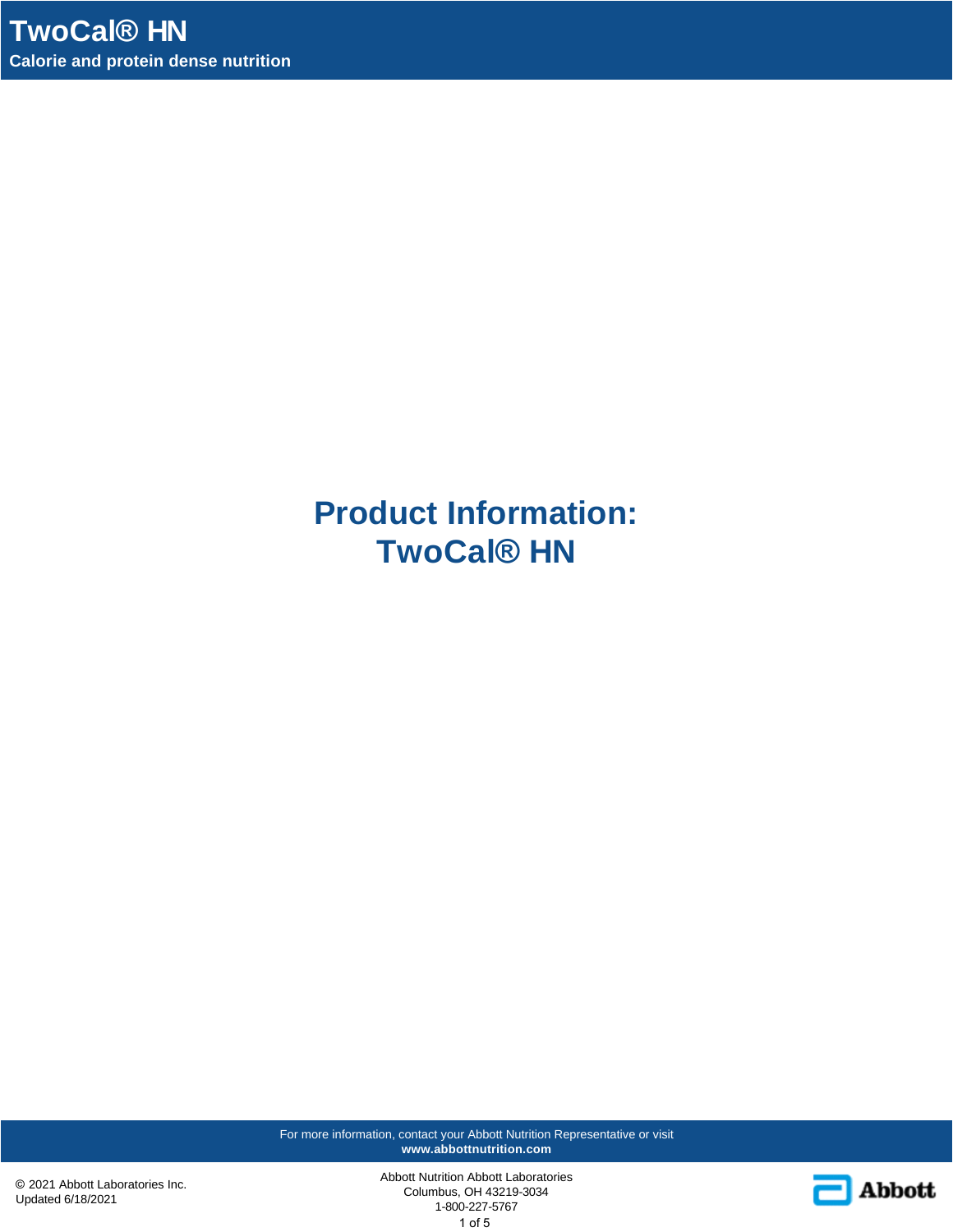# Product Information: TwoCal® HN

For more information, contact your Abbott Nutrition Representative or visit **www.abbottnutrition.com**

© 2021 Abbott Laboratories Inc.
Updated 6/18/2021

Abbott Nutrition Abbott Laboratories
Columbus, OH 43219-3034
1-800-227-5767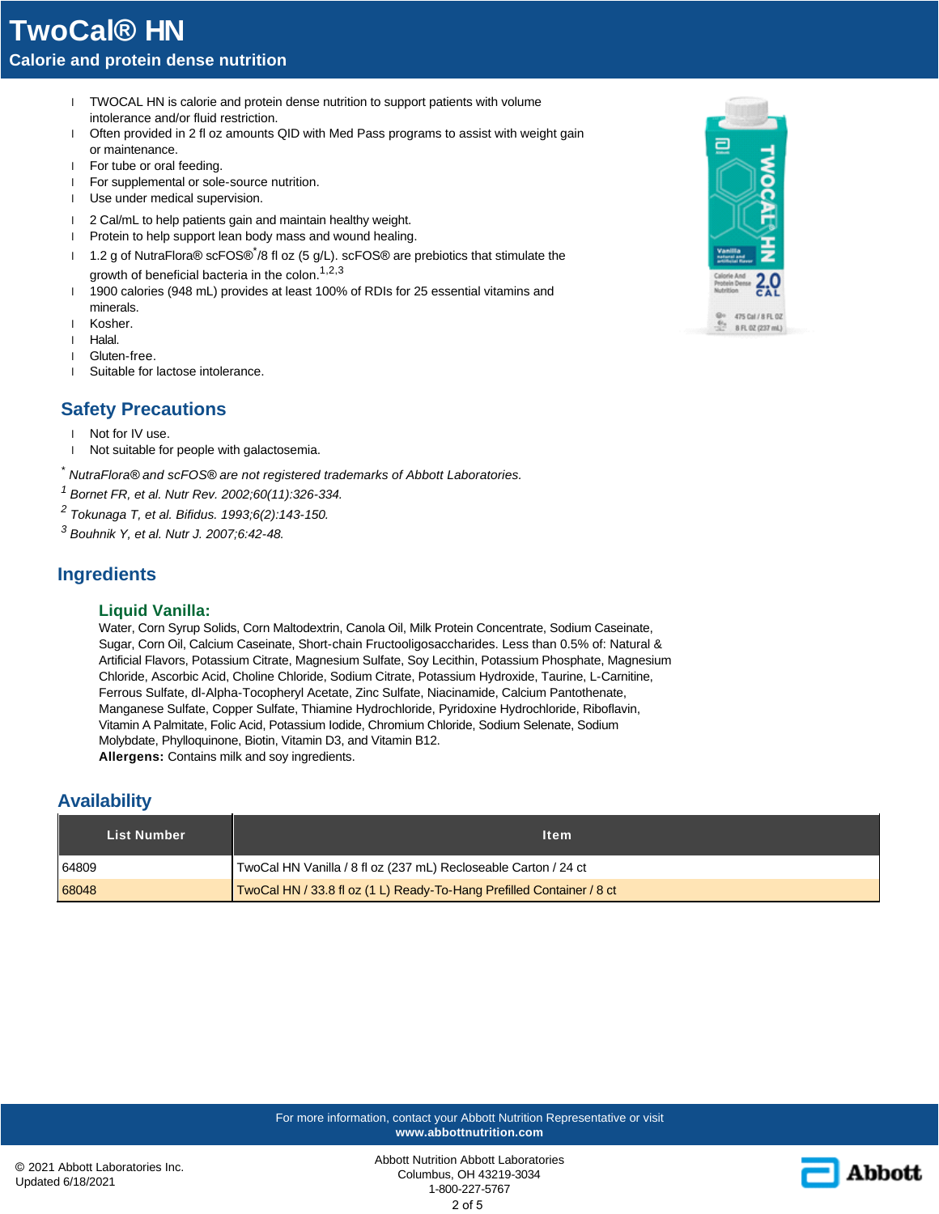# TwoCal® HN

**Calorie and protein dense nutrition**

- TWOCAL HN is calorie and protein dense nutrition to support patients with volume intolerance and/or fluid restriction.
- Often provided in 2 fl oz amounts QID with Med Pass programs to assist with weight gain or maintenance.
- For tube or oral feeding.
- For supplemental or sole-source nutrition.
- Use under medical supervision.
- 2 Cal/mL to help patients gain and maintain healthy weight.
- Protein to help support lean body mass and wound healing.
- 1.2 g of NutraFlora® scFOS®*/8 fl oz (5 g/L). scFOS® are prebiotics that stimulate the growth of beneficial bacteria in the colon.[1,2,3]
- 1900 calories (948 mL) provides at least 100% of RDIs for 25 essential vitamins and minerals.
- Kosher.
- Halal.
- Gluten-free.
- Suitable for lactose intolerance.

## Safety Precautions

- Not for IV use.
- Not suitable for people with galactosemia.

*\* NutraFlora® and scFOS® are not registered trademarks of Abbott Laboratories.*

*[1] Bornet FR, et al. Nutr Rev. 2002;60(11):326-334.*

*[2] Tokunaga T, et al. Bifidus. 1993;6(2):143-150.*

*[3] Bouhnik Y, et al. Nutr J. 2007;6:42-48.*

## Ingredients

### Liquid Vanilla:

Water, Corn Syrup Solids, Corn Maltodextrin, Canola Oil, Milk Protein Concentrate, Sodium Caseinate, Sugar, Corn Oil, Calcium Caseinate, Short-chain Fructooligosaccharides. Less than 0.5% of: Natural & Artificial Flavors, Potassium Citrate, Magnesium Sulfate, Soy Lecithin, Potassium Phosphate, Magnesium Chloride, Ascorbic Acid, Choline Chloride, Sodium Citrate, Potassium Hydroxide, Taurine, L-Carnitine, Ferrous Sulfate, dl-Alpha-Tocopheryl Acetate, Zinc Sulfate, Niacinamide, Calcium Pantothenate, Manganese Sulfate, Copper Sulfate, Thiamine Hydrochloride, Pyridoxine Hydrochloride, Riboflavin, Vitamin A Palmitate, Folic Acid, Potassium Iodide, Chromium Chloride, Sodium Selenate, Sodium Molybdate, Phylloquinone, Biotin, Vitamin D3, and Vitamin B12.

**Allergens:** Contains milk and soy ingredients.

## Availability

| List Number | Item |
|---|---|
| 64809 | TwoCal HN Vanilla / 8 fl oz (237 mL) Recloseable Carton / 24 ct |
| 68048 | TwoCal HN / 33.8 fl oz (1 L) Ready-To-Hang Prefilled Container / 8 ct |

For more information, contact your Abbott Nutrition Representative or visit **www.abbottnutrition.com**

© 2021 Abbott Laboratories Inc.
Updated 6/18/2021

Abbott Nutrition Abbott Laboratories
Columbus, OH 43219-3034
1-800-227-5767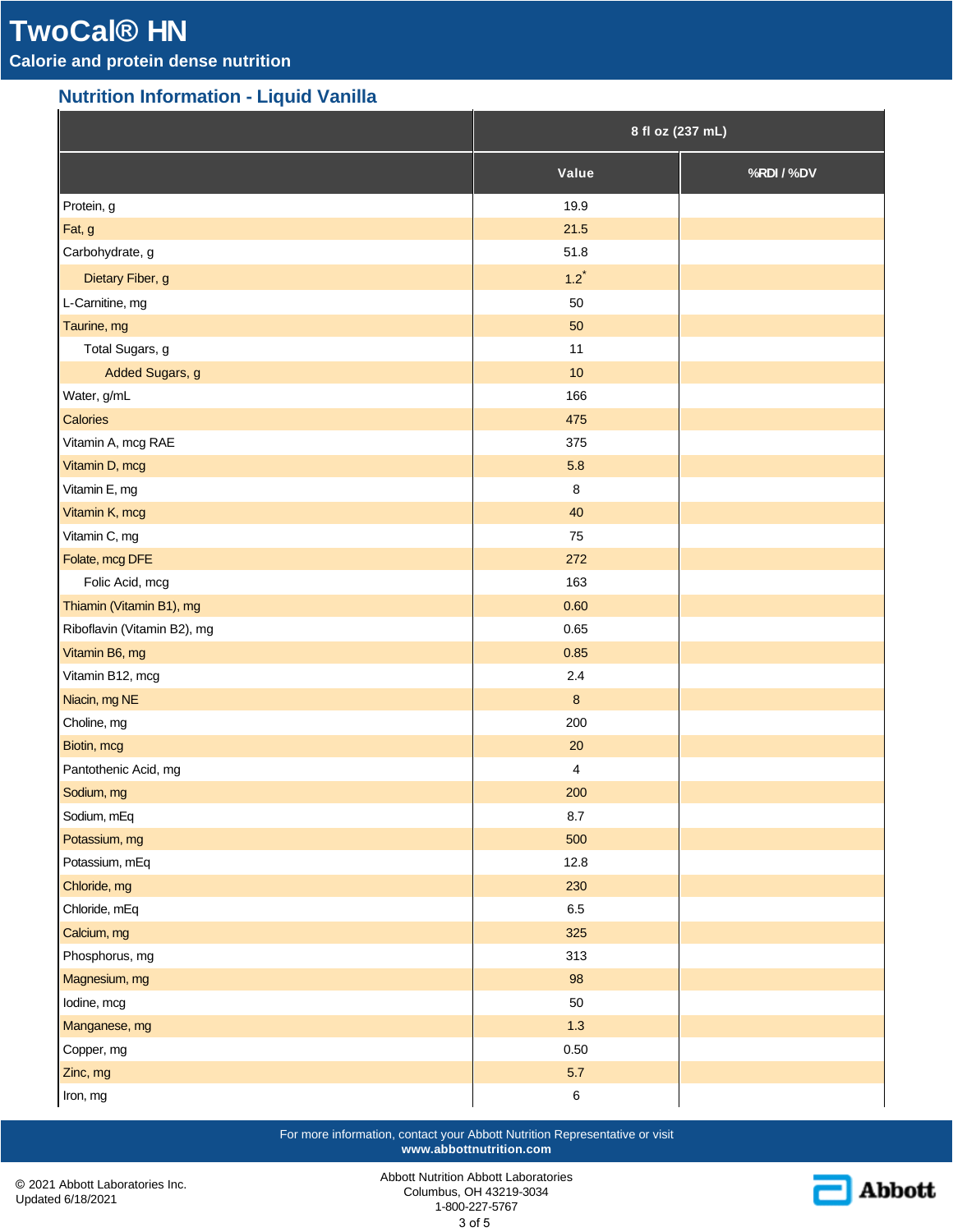# TwoCal® HN

**Calorie and protein dense nutrition**

## Nutrition Information - Liquid Vanilla

| | 8 fl oz (237 mL) | |
|---|---|---|
| | **Value** | **%RDI / %DV** |
| Protein, g | 19.9 | |
| Fat, g | 21.5 | |
| Carbohydrate, g | 51.8 | |
| Dietary Fiber, g | 1.2* | |
| L-Carnitine, mg | 50 | |
| Taurine, mg | 50 | |
| Total Sugars, g | 11 | |
| Added Sugars, g | 10 | |
| Water, g/mL | 166 | |
| Calories | 475 | |
| Vitamin A, mcg RAE | 375 | |
| Vitamin D, mcg | 5.8 | |
| Vitamin E, mg | 8 | |
| Vitamin K, mcg | 40 | |
| Vitamin C, mg | 75 | |
| Folate, mcg DFE | 272 | |
| Folic Acid, mcg | 163 | |
| Thiamin (Vitamin B1), mg | 0.60 | |
| Riboflavin (Vitamin B2), mg | 0.65 | |
| Vitamin B6, mg | 0.85 | |
| Vitamin B12, mcg | 2.4 | |
| Niacin, mg NE | 8 | |
| Choline, mg | 200 | |
| Biotin, mcg | 20 | |
| Pantothenic Acid, mg | 4 | |
| Sodium, mg | 200 | |
| Sodium, mEq | 8.7 | |
| Potassium, mg | 500 | |
| Potassium, mEq | 12.8 | |
| Chloride, mg | 230 | |
| Chloride, mEq | 6.5 | |
| Calcium, mg | 325 | |
| Phosphorus, mg | 313 | |
| Magnesium, mg | 98 | |
| Iodine, mcg | 50 | |
| Manganese, mg | 1.3 | |
| Copper, mg | 0.50 | |
| Zinc, mg | 5.7 | |
| Iron, mg | 6 | |

For more information, contact your Abbott Nutrition Representative or visit **www.abbottnutrition.com**

© 2021 Abbott Laboratories Inc.
Updated 6/18/2021

Abbott Nutrition Abbott Laboratories
Columbus, OH 43219-3034
1-800-227-5767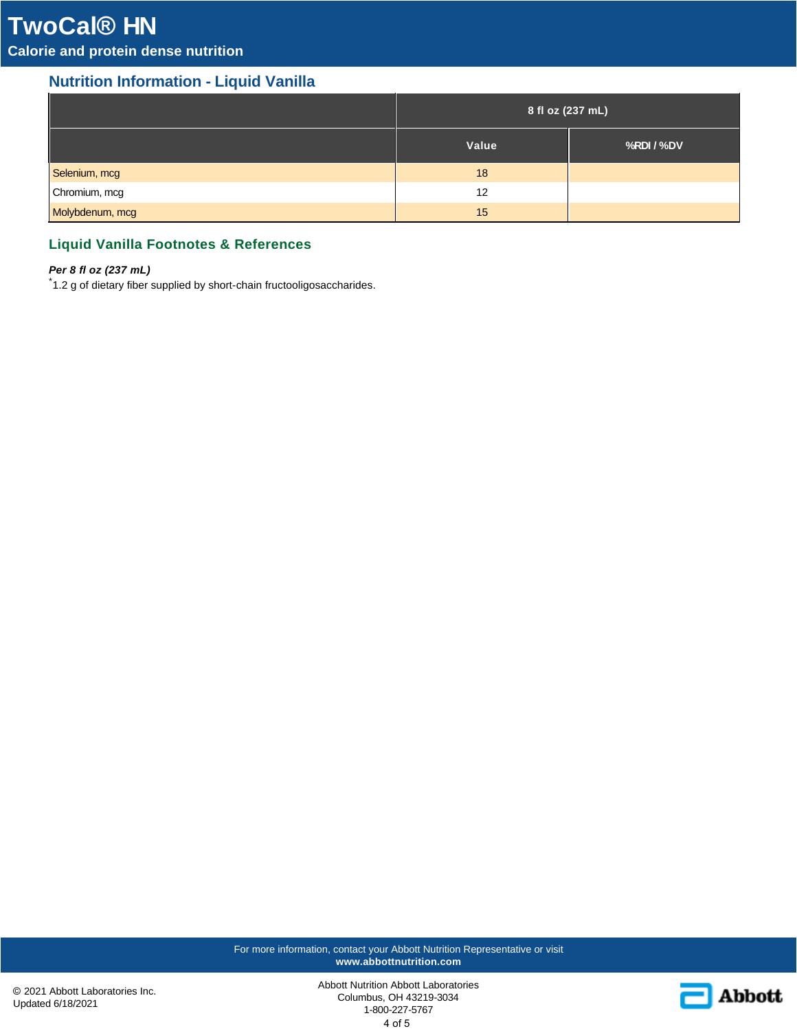## Nutrition Information - Liquid Vanilla

| | 8 fl oz (237 mL) | |
|---|---|---|
| | Value | %RDI / %DV |
| Selenium, mcg | 18 | |
| Chromium, mcg | 12 | |
| Molybdenum, mcg | 15 | |

## Liquid Vanilla Footnotes & References

***Per 8 fl oz (237 mL)***

*1.2 g of dietary fiber supplied by short-chain fructooligosaccharides.

For more information, contact your Abbott Nutrition Representative or visit
**www.abbottnutrition.com**

© 2021 Abbott Laboratories Inc.
Updated 6/18/2021

Abbott Nutrition Abbott Laboratories
Columbus, OH 43219-3034
1-800-227-5767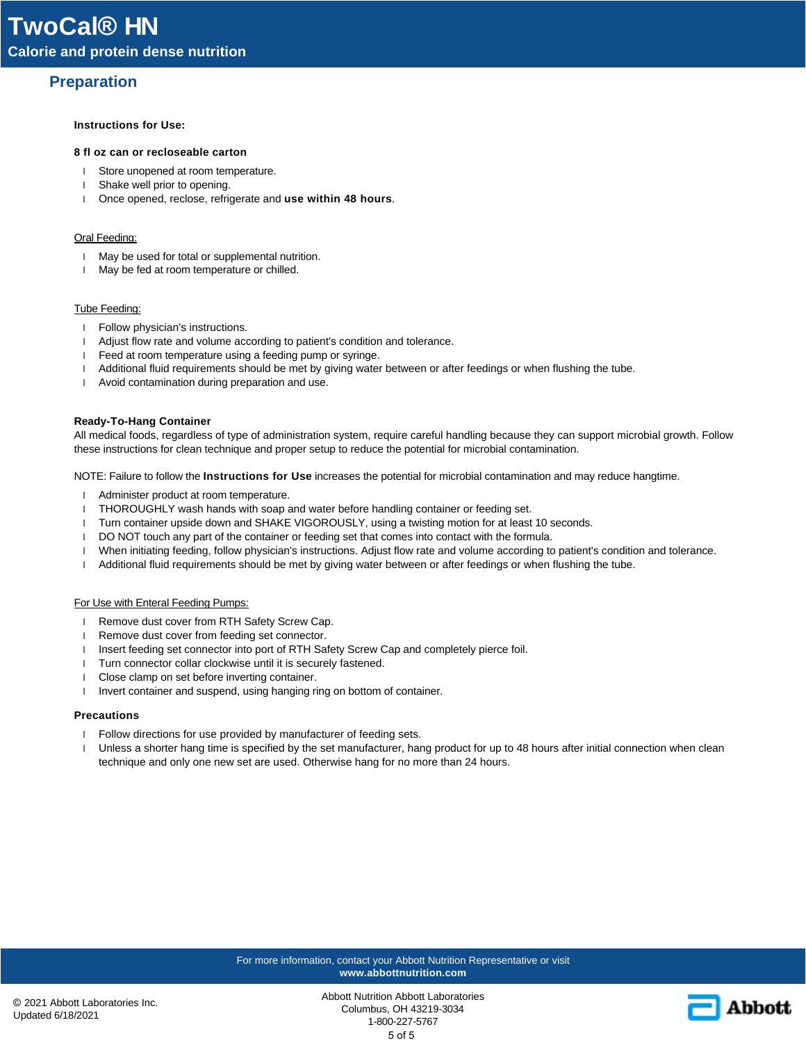# TwoCal® HN

**Calorie and protein dense nutrition**

## Preparation

**Instructions for Use:**

**8 fl oz can or recloseable carton**

- Store unopened at room temperature.
- Shake well prior to opening.
- Once opened, reclose, refrigerate and **use within 48 hours**.

Oral Feeding:

- May be used for total or supplemental nutrition.
- May be fed at room temperature or chilled.

Tube Feeding:

- Follow physician's instructions.
- Adjust flow rate and volume according to patient's condition and tolerance.
- Feed at room temperature using a feeding pump or syringe.
- Additional fluid requirements should be met by giving water between or after feedings or when flushing the tube.
- Avoid contamination during preparation and use.

**Ready-To-Hang Container**

All medical foods, regardless of type of administration system, require careful handling because they can support microbial growth. Follow these instructions for clean technique and proper setup to reduce the potential for microbial contamination.

NOTE: Failure to follow the **Instructions for Use** increases the potential for microbial contamination and may reduce hangtime.

- Administer product at room temperature.
- THOROUGHLY wash hands with soap and water before handling container or feeding set.
- Turn container upside down and SHAKE VIGOROUSLY, using a twisting motion for at least 10 seconds.
- DO NOT touch any part of the container or feeding set that comes into contact with the formula.
- When initiating feeding, follow physician's instructions. Adjust flow rate and volume according to patient's condition and tolerance.
- Additional fluid requirements should be met by giving water between or after feedings or when flushing the tube.

For Use with Enteral Feeding Pumps:

- Remove dust cover from RTH Safety Screw Cap.
- Remove dust cover from feeding set connector.
- Insert feeding set connector into port of RTH Safety Screw Cap and completely pierce foil.
- Turn connector collar clockwise until it is securely fastened.
- Close clamp on set before inverting container.
- Invert container and suspend, using hanging ring on bottom of container.

**Precautions**

- Follow directions for use provided by manufacturer of feeding sets.
- Unless a shorter hang time is specified by the set manufacturer, hang product for up to 48 hours after initial connection when clean technique and only one new set are used. Otherwise hang for no more than 24 hours.

For more information, contact your Abbott Nutrition Representative or visit **www.abbottnutrition.com**

© 2021 Abbott Laboratories Inc.
Updated 6/18/2021

Abbott Nutrition Abbott Laboratories
Columbus, OH 43219-3034
1-800-227-5767

Abbott